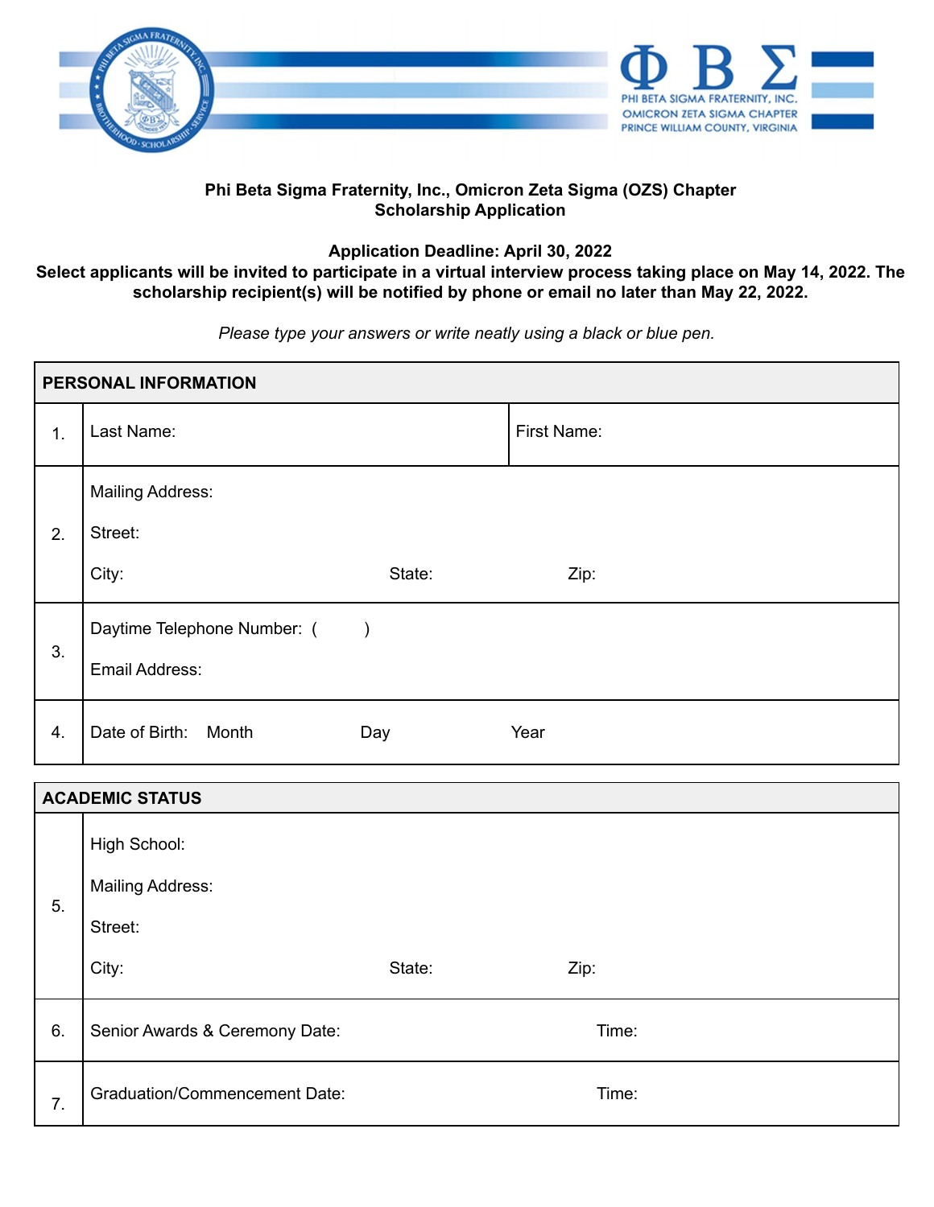ΦΒΣ

PHI BETA SIGMA FRATERNITY, INC.
OMICRON ZETA SIGMA CHAPTER
PRINCE WILLIAM COUNTY, VIRGINIA

**Phi Beta Sigma Fraternity, Inc., Omicron Zeta Sigma (OZS) Chapter**
**Scholarship Application**

**Application Deadline: April 30, 2022**
**Select applicants will be invited to participate in a virtual interview process taking place on May 14, 2022. The scholarship recipient(s) will be notified by phone or email no later than May 22, 2022.**

*Please type your answers or write neatly using a black or blue pen.*

| **PERSONAL INFORMATION** | | |
|---|---|---|
| 1. | Last Name: | First Name: |
| 2. | Mailing Address:<br>Street:<br>City: State: Zip: | |
| 3. | Daytime Telephone Number: ( )<br>Email Address: | |
| 4. | Date of Birth: Month Day Year | |

| **ACADEMIC STATUS** | | |
|---|---|---|
| 5. | High School:<br>Mailing Address:<br>Street:<br>City: State: Zip: | |
| 6. | Senior Awards & Ceremony Date: | Time: |
| 7. | Graduation/Commencement Date: | Time: |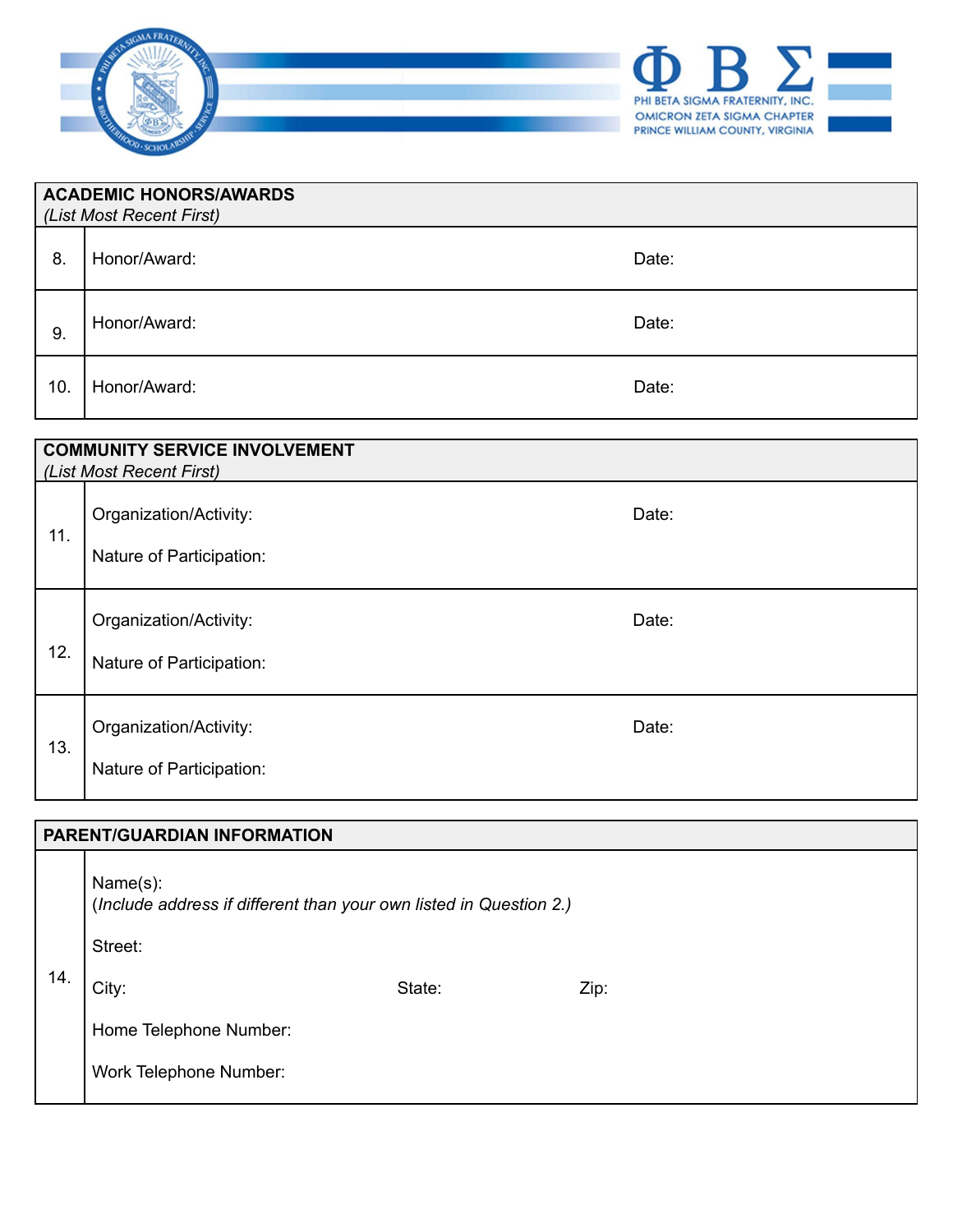| **ACADEMIC HONORS/AWARDS** *(List Most Recent First)* | | |
|---|---|---|
| 8. | Honor/Award: | Date: |
| 9. | Honor/Award: | Date: |
| 10. | Honor/Award: | Date: |

| **COMMUNITY SERVICE INVOLVEMENT** *(List Most Recent First)* | | |
|---|---|---|
| 11. | Organization/Activity:<br><br>Nature of Participation: | Date: |
| 12. | Organization/Activity:<br><br>Nature of Participation: | Date: |
| 13. | Organization/Activity:<br><br>Nature of Participation: | Date: |

| **PARENT/GUARDIAN INFORMATION** | |
|---|---|
| 14. | Name(s):<br>(*Include address if different than your own listed in Question 2.)*<br><br>Street:<br><br>City: State: Zip:<br><br>Home Telephone Number:<br><br>Work Telephone Number: |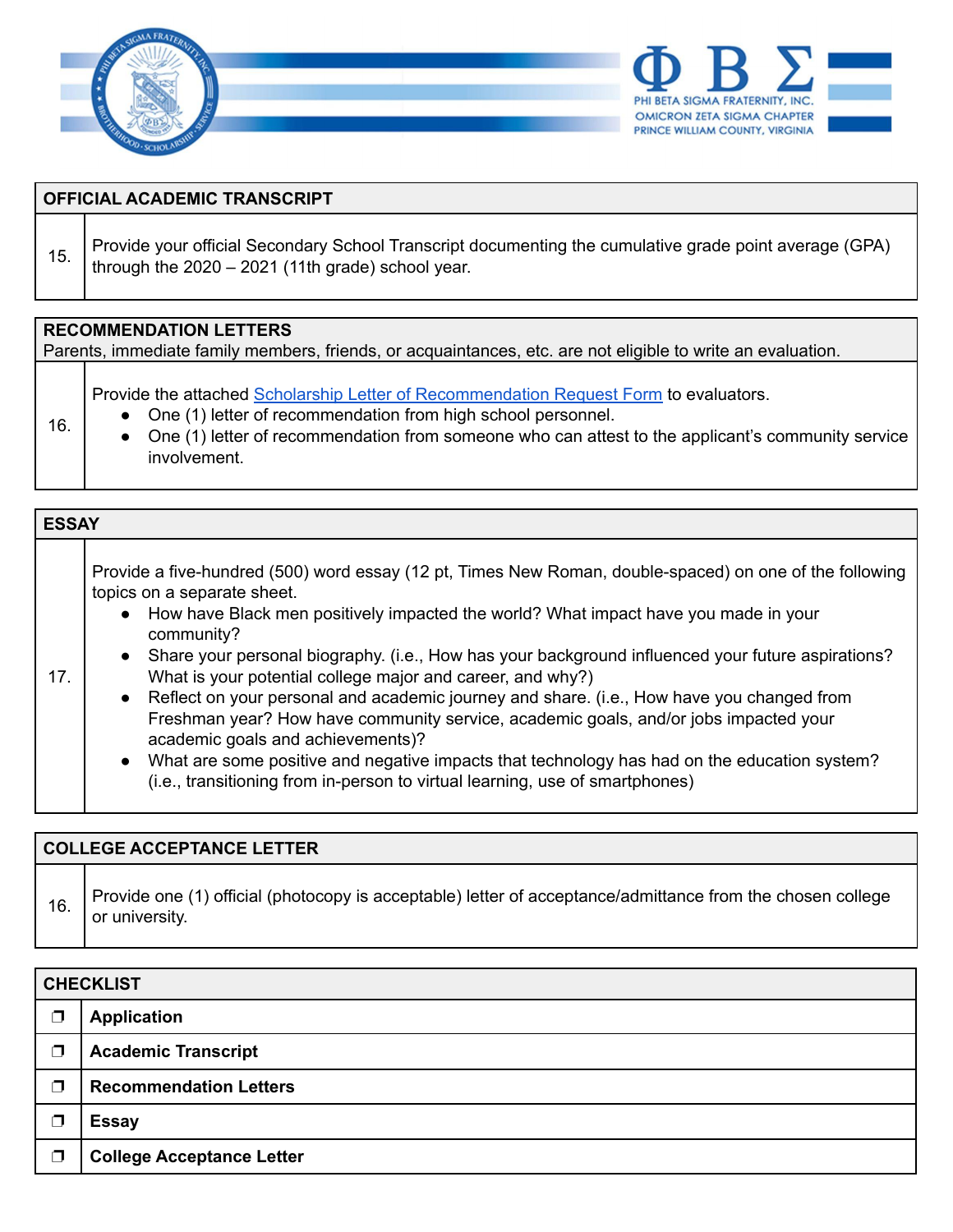PHI BETA SIGMA FRATERNITY, INC.
OMICRON ZETA SIGMA CHAPTER
PRINCE WILLIAM COUNTY, VIRGINIA

| **OFFICIAL ACADEMIC TRANSCRIPT** | |
|---|---|
| 15. | Provide your official Secondary School Transcript documenting the cumulative grade point average (GPA) through the 2020 – 2021 (11th grade) school year. |

| **RECOMMENDATION LETTERS**<br>Parents, immediate family members, friends, or acquaintances, etc. are not eligible to write an evaluation. | |
|---|---|
| 16. | Provide the attached Scholarship Letter of Recommendation Request Form to evaluators.<br>● One (1) letter of recommendation from high school personnel.<br>● One (1) letter of recommendation from someone who can attest to the applicant's community service involvement. |

| **ESSAY** | |
|---|---|
| 17. | Provide a five-hundred (500) word essay (12 pt, Times New Roman, double-spaced) on one of the following topics on a separate sheet.<br>● How have Black men positively impacted the world? What impact have you made in your community?<br>● Share your personal biography. (i.e., How has your background influenced your future aspirations? What is your potential college major and career, and why?)<br>● Reflect on your personal and academic journey and share. (i.e., How have you changed from Freshman year? How have community service, academic goals, and/or jobs impacted your academic goals and achievements)?<br>● What are some positive and negative impacts that technology has had on the education system? (i.e., transitioning from in-person to virtual learning, use of smartphones) |

| **COLLEGE ACCEPTANCE LETTER** | |
|---|---|
| 16. | Provide one (1) official (photocopy is acceptable) letter of acceptance/admittance from the chosen college or university. |

| **CHECKLIST** | |
|---|---|
| ❐ | **Application** |
| ❐ | **Academic Transcript** |
| ❐ | **Recommendation Letters** |
| ❐ | **Essay** |
| ❐ | **College Acceptance Letter** |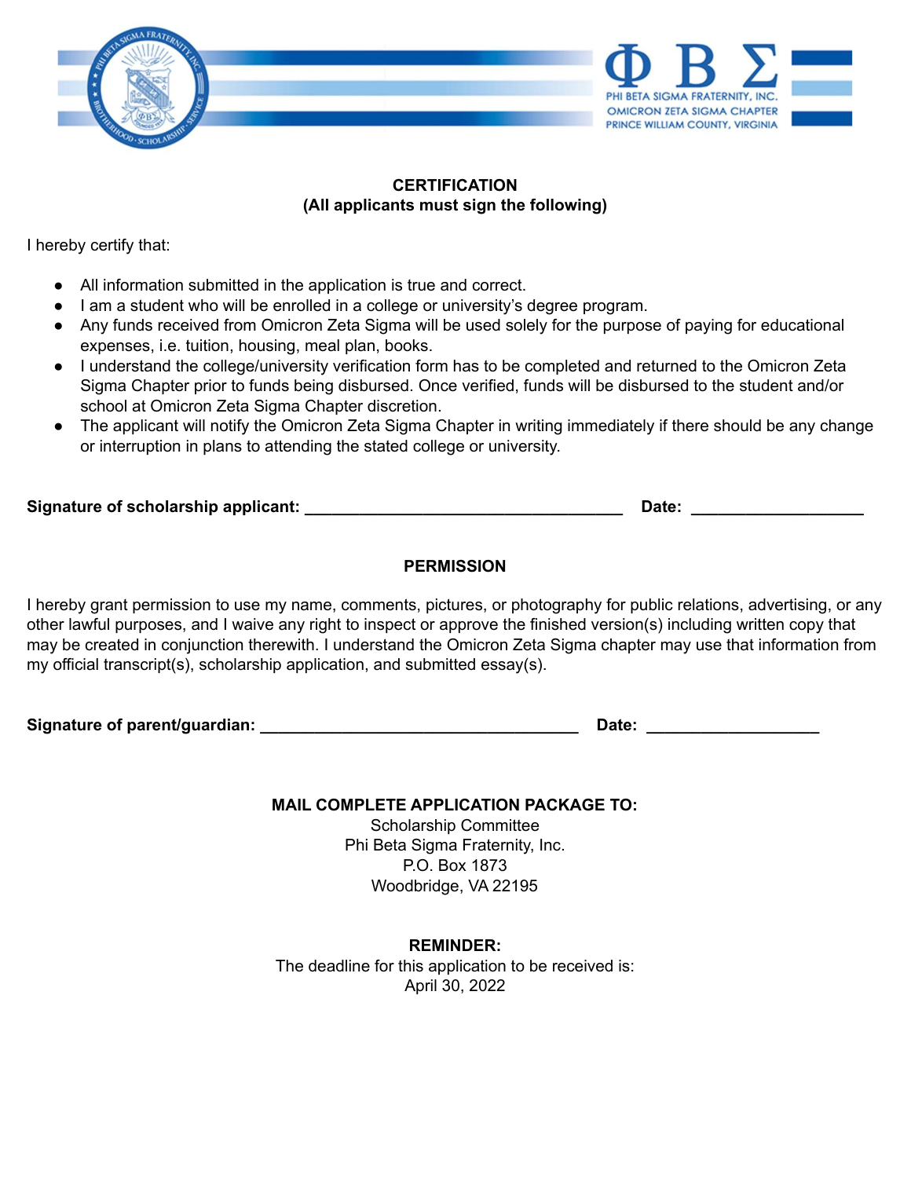Phi Beta Sigma Fraternity, Inc.
Omicron Zeta Sigma Chapter
Prince William County, Virginia

## CERTIFICATION
**(All applicants must sign the following)**

I hereby certify that:

- All information submitted in the application is true and correct.
- I am a student who will be enrolled in a college or university's degree program.
- Any funds received from Omicron Zeta Sigma will be used solely for the purpose of paying for educational expenses, i.e. tuition, housing, meal plan, books.
- I understand the college/university verification form has to be completed and returned to the Omicron Zeta Sigma Chapter prior to funds being disbursed. Once verified, funds will be disbursed to the student and/or school at Omicron Zeta Sigma Chapter discretion.
- The applicant will notify the Omicron Zeta Sigma Chapter in writing immediately if there should be any change or interruption in plans to attending the stated college or university.

**Signature of scholarship applicant:** ___________________________________ **Date:** ___________________

## PERMISSION

I hereby grant permission to use my name, comments, pictures, or photography for public relations, advertising, or any other lawful purposes, and I waive any right to inspect or approve the finished version(s) including written copy that may be created in conjunction therewith. I understand the Omicron Zeta Sigma chapter may use that information from my official transcript(s), scholarship application, and submitted essay(s).

**Signature of parent/guardian:** ___________________________________ **Date:** ___________________

**MAIL COMPLETE APPLICATION PACKAGE TO:**

Scholarship Committee
Phi Beta Sigma Fraternity, Inc.
P.O. Box 1873
Woodbridge, VA 22195

**REMINDER:**

The deadline for this application to be received is:
April 30, 2022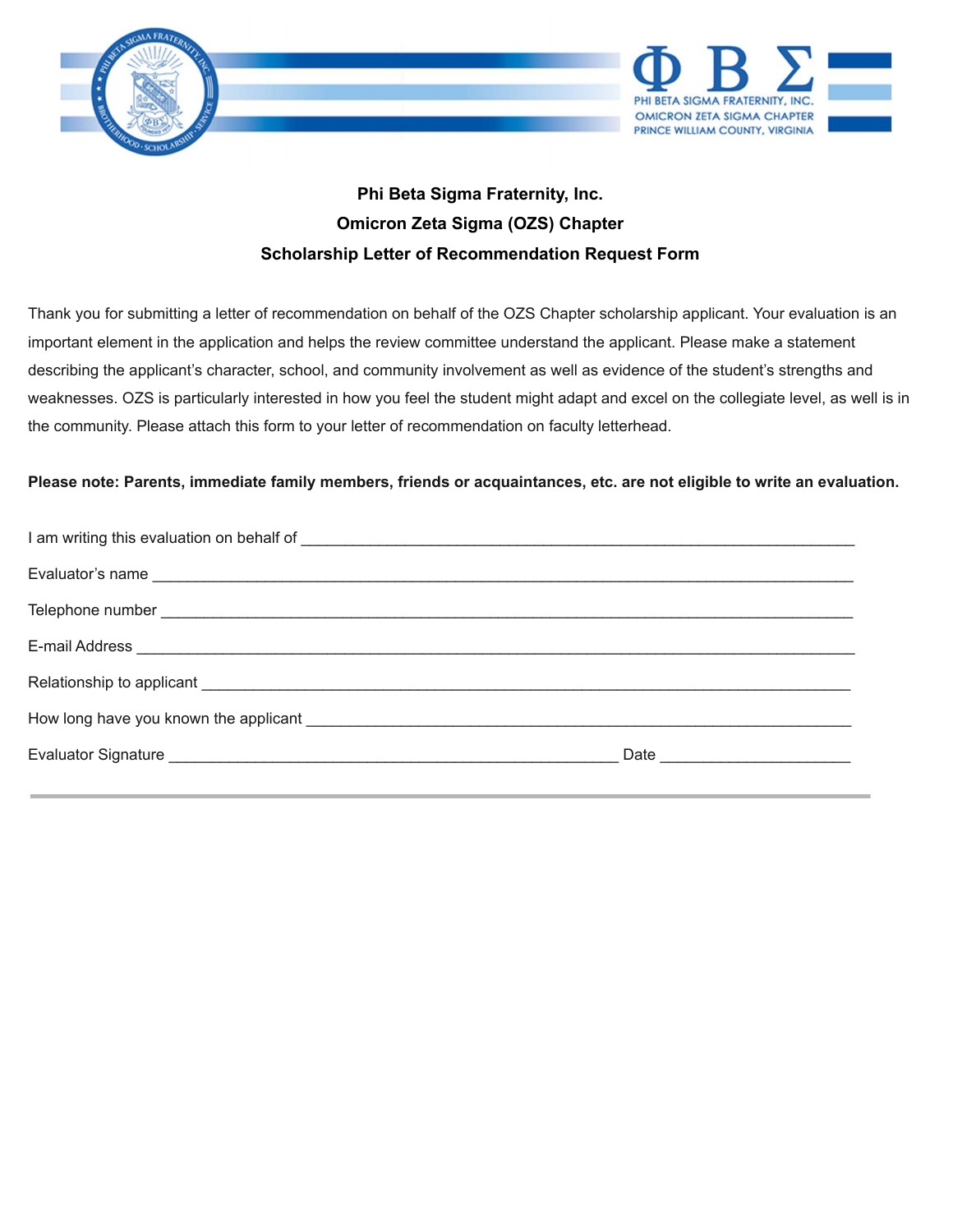PHI BETA SIGMA FRATERNITY, INC.
OMICRON ZETA SIGMA CHAPTER
PRINCE WILLIAM COUNTY, VIRGINIA

**Phi Beta Sigma Fraternity, Inc.**

**Omicron Zeta Sigma (OZS) Chapter**

**Scholarship Letter of Recommendation Request Form**

Thank you for submitting a letter of recommendation on behalf of the OZS Chapter scholarship applicant. Your evaluation is an important element in the application and helps the review committee understand the applicant. Please make a statement describing the applicant's character, school, and community involvement as well as evidence of the student's strengths and weaknesses. OZS is particularly interested in how you feel the student might adapt and excel on the collegiate level, as well is in the community. Please attach this form to your letter of recommendation on faculty letterhead.

**Please note: Parents, immediate family members, friends or acquaintances, etc. are not eligible to write an evaluation.**

I am writing this evaluation on behalf of ________________________________________________

Evaluator's name ________________________________________________

Telephone number ________________________________________________

E-mail Address ________________________________________________

Relationship to applicant ________________________________________________

How long have you known the applicant ________________________________________________

Evaluator Signature ______________________________ Date ______________